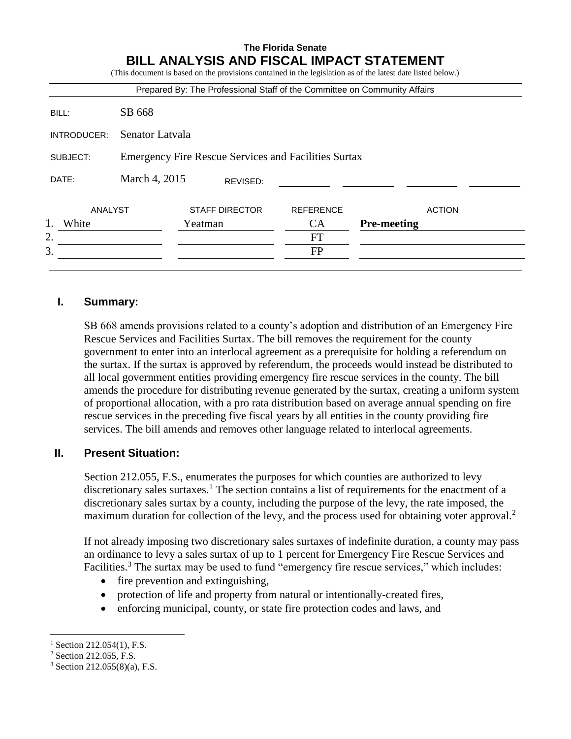**The Florida Senate**

# BILL ANALYSIS AND FISCAL IMPACT STATEMENT

(This document is based on the provisions contained in the legislation as of the latest date listed below.)

Prepared By: The Professional Staff of the Committee on Community Affairs

| | |
|---|---|
| BILL: | SB 668 |
| INTRODUCER: | Senator Latvala |
| SUBJECT: | Emergency Fire Rescue Services and Facilities Surtax |
| DATE: | March 4, 2015 REVISED: |

| | ANALYST | STAFF DIRECTOR | REFERENCE | ACTION |
|---|---|---|---|---|
| 1. | White | Yeatman | CA | **Pre-meeting** |
| 2. | | | FT | |
| 3. | | | FP | |

## I. Summary:

SB 668 amends provisions related to a county's adoption and distribution of an Emergency Fire Rescue Services and Facilities Surtax. The bill removes the requirement for the county government to enter into an interlocal agreement as a prerequisite for holding a referendum on the surtax. If the surtax is approved by referendum, the proceeds would instead be distributed to all local government entities providing emergency fire rescue services in the county. The bill amends the procedure for distributing revenue generated by the surtax, creating a uniform system of proportional allocation, with a pro rata distribution based on average annual spending on fire rescue services in the preceding five fiscal years by all entities in the county providing fire services. The bill amends and removes other language related to interlocal agreements.

## II. Present Situation:

Section 212.055, F.S., enumerates the purposes for which counties are authorized to levy discretionary sales surtaxes.[1] The section contains a list of requirements for the enactment of a discretionary sales surtax by a county, including the purpose of the levy, the rate imposed, the maximum duration for collection of the levy, and the process used for obtaining voter approval.[2]

If not already imposing two discretionary sales surtaxes of indefinite duration, a county may pass an ordinance to levy a sales surtax of up to 1 percent for Emergency Fire Rescue Services and Facilities.[3] The surtax may be used to fund "emergency fire rescue services," which includes:

- fire prevention and extinguishing,
- protection of life and property from natural or intentionally-created fires,
- enforcing municipal, county, or state fire protection codes and laws, and

---

[1] Section 212.054(1), F.S.

[2] Section 212.055, F.S.

[3] Section 212.055(8)(a), F.S.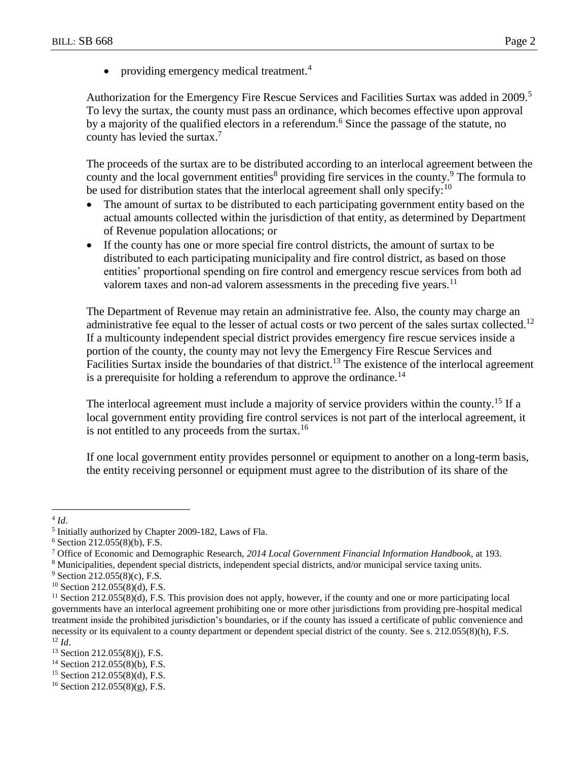- providing emergency medical treatment.[4]

Authorization for the Emergency Fire Rescue Services and Facilities Surtax was added in 2009.[5] To levy the surtax, the county must pass an ordinance, which becomes effective upon approval by a majority of the qualified electors in a referendum.[6] Since the passage of the statute, no county has levied the surtax.[7]

The proceeds of the surtax are to be distributed according to an interlocal agreement between the county and the local government entities[8] providing fire services in the county.[9] The formula to be used for distribution states that the interlocal agreement shall only specify:[10]

- The amount of surtax to be distributed to each participating government entity based on the actual amounts collected within the jurisdiction of that entity, as determined by Department of Revenue population allocations; or
- If the county has one or more special fire control districts, the amount of surtax to be distributed to each participating municipality and fire control district, as based on those entities' proportional spending on fire control and emergency rescue services from both ad valorem taxes and non-ad valorem assessments in the preceding five years.[11]

The Department of Revenue may retain an administrative fee. Also, the county may charge an administrative fee equal to the lesser of actual costs or two percent of the sales surtax collected.[12] If a multicounty independent special district provides emergency fire rescue services inside a portion of the county, the county may not levy the Emergency Fire Rescue Services and Facilities Surtax inside the boundaries of that district.[13] The existence of the interlocal agreement is a prerequisite for holding a referendum to approve the ordinance.[14]

The interlocal agreement must include a majority of service providers within the county.[15] If a local government entity providing fire control services is not part of the interlocal agreement, it is not entitled to any proceeds from the surtax.[16]

If one local government entity provides personnel or equipment to another on a long-term basis, the entity receiving personnel or equipment must agree to the distribution of its share of the

---

[4] *Id*.

[5] Initially authorized by Chapter 2009-182, Laws of Fla.

[6] Section 212.055(8)(b), F.S.

[7] Office of Economic and Demographic Research, *2014 Local Government Financial Information Handbook*, at 193.

[8] Municipalities, dependent special districts, independent special districts, and/or municipal service taxing units.

[9] Section 212.055(8)(c), F.S.

[10] Section 212.055(8)(d), F.S.

[11] Section 212.055(8)(d), F.S. This provision does not apply, however, if the county and one or more participating local governments have an interlocal agreement prohibiting one or more other jurisdictions from providing pre-hospital medical treatment inside the prohibited jurisdiction's boundaries, or if the county has issued a certificate of public convenience and necessity or its equivalent to a county department or dependent special district of the county. See s. 212.055(8)(h), F.S.

[12] *Id*.

[13] Section 212.055(8)(j), F.S.

[14] Section 212.055(8)(b), F.S.

[15] Section 212.055(8)(d), F.S.

[16] Section 212.055(8)(g), F.S.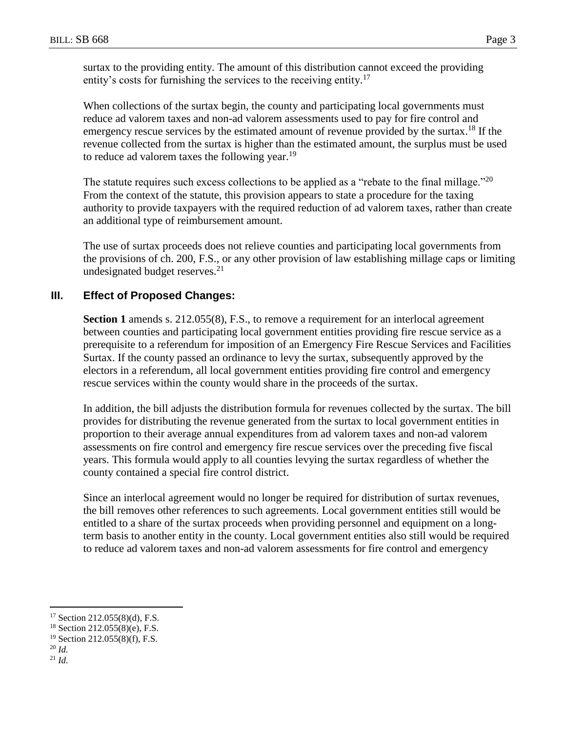surtax to the providing entity. The amount of this distribution cannot exceed the providing entity's costs for furnishing the services to the receiving entity.[17]

When collections of the surtax begin, the county and participating local governments must reduce ad valorem taxes and non-ad valorem assessments used to pay for fire control and emergency rescue services by the estimated amount of revenue provided by the surtax.[18] If the revenue collected from the surtax is higher than the estimated amount, the surplus must be used to reduce ad valorem taxes the following year.[19]

The statute requires such excess collections to be applied as a "rebate to the final millage."[20] From the context of the statute, this provision appears to state a procedure for the taxing authority to provide taxpayers with the required reduction of ad valorem taxes, rather than create an additional type of reimbursement amount.

The use of surtax proceeds does not relieve counties and participating local governments from the provisions of ch. 200, F.S., or any other provision of law establishing millage caps or limiting undesignated budget reserves.[21]

## III. Effect of Proposed Changes:

**Section 1** amends s. 212.055(8), F.S., to remove a requirement for an interlocal agreement between counties and participating local government entities providing fire rescue service as a prerequisite to a referendum for imposition of an Emergency Fire Rescue Services and Facilities Surtax. If the county passed an ordinance to levy the surtax, subsequently approved by the electors in a referendum, all local government entities providing fire control and emergency rescue services within the county would share in the proceeds of the surtax.

In addition, the bill adjusts the distribution formula for revenues collected by the surtax. The bill provides for distributing the revenue generated from the surtax to local government entities in proportion to their average annual expenditures from ad valorem taxes and non-ad valorem assessments on fire control and emergency fire rescue services over the preceding five fiscal years. This formula would apply to all counties levying the surtax regardless of whether the county contained a special fire control district.

Since an interlocal agreement would no longer be required for distribution of surtax revenues, the bill removes other references to such agreements. Local government entities still would be entitled to a share of the surtax proceeds when providing personnel and equipment on a long-term basis to another entity in the county. Local government entities also still would be required to reduce ad valorem taxes and non-ad valorem assessments for fire control and emergency

---

[17] Section 212.055(8)(d), F.S.

[18] Section 212.055(8)(e), F.S.

[19] Section 212.055(8)(f), F.S.

[20] *Id.*

[21] *Id.*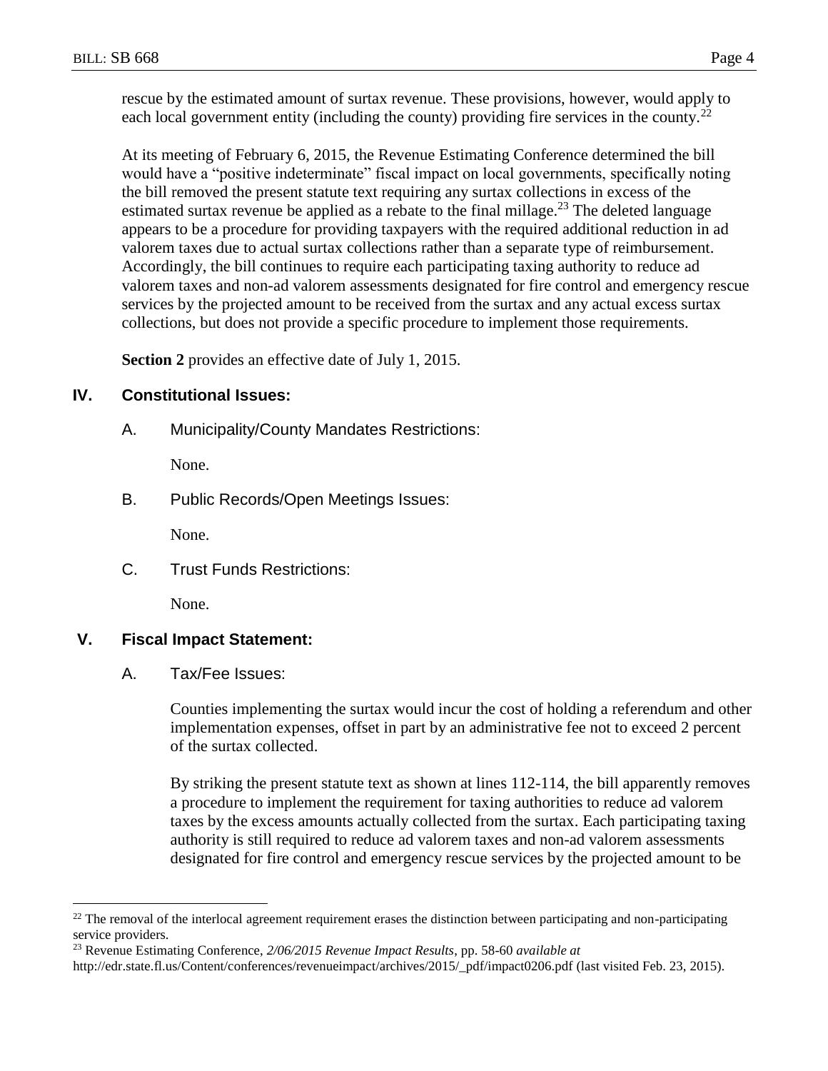rescue by the estimated amount of surtax revenue. These provisions, however, would apply to each local government entity (including the county) providing fire services in the county.[22]

At its meeting of February 6, 2015, the Revenue Estimating Conference determined the bill would have a "positive indeterminate" fiscal impact on local governments, specifically noting the bill removed the present statute text requiring any surtax collections in excess of the estimated surtax revenue be applied as a rebate to the final millage.[23] The deleted language appears to be a procedure for providing taxpayers with the required additional reduction in ad valorem taxes due to actual surtax collections rather than a separate type of reimbursement. Accordingly, the bill continues to require each participating taxing authority to reduce ad valorem taxes and non-ad valorem assessments designated for fire control and emergency rescue services by the projected amount to be received from the surtax and any actual excess surtax collections, but does not provide a specific procedure to implement those requirements.

**Section 2** provides an effective date of July 1, 2015.

## IV. Constitutional Issues:

A. Municipality/County Mandates Restrictions:

None.

B. Public Records/Open Meetings Issues:

None.

C. Trust Funds Restrictions:

None.

## V. Fiscal Impact Statement:

A. Tax/Fee Issues:

Counties implementing the surtax would incur the cost of holding a referendum and other implementation expenses, offset in part by an administrative fee not to exceed 2 percent of the surtax collected.

By striking the present statute text as shown at lines 112-114, the bill apparently removes a procedure to implement the requirement for taxing authorities to reduce ad valorem taxes by the excess amounts actually collected from the surtax. Each participating taxing authority is still required to reduce ad valorem taxes and non-ad valorem assessments designated for fire control and emergency rescue services by the projected amount to be

[22] The removal of the interlocal agreement requirement erases the distinction between participating and non-participating service providers.

[23] Revenue Estimating Conference, *2/06/2015 Revenue Impact Results*, pp. 58-60 *available at* http://edr.state.fl.us/Content/conferences/revenueimpact/archives/2015/_pdf/impact0206.pdf (last visited Feb. 23, 2015).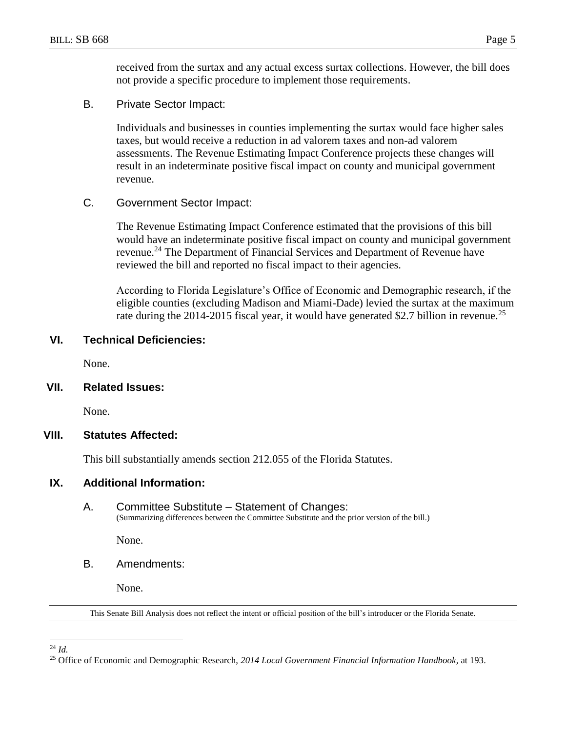received from the surtax and any actual excess surtax collections. However, the bill does not provide a specific procedure to implement those requirements.

B. Private Sector Impact:

Individuals and businesses in counties implementing the surtax would face higher sales taxes, but would receive a reduction in ad valorem taxes and non-ad valorem assessments. The Revenue Estimating Impact Conference projects these changes will result in an indeterminate positive fiscal impact on county and municipal government revenue.

C. Government Sector Impact:

The Revenue Estimating Impact Conference estimated that the provisions of this bill would have an indeterminate positive fiscal impact on county and municipal government revenue.[24] The Department of Financial Services and Department of Revenue have reviewed the bill and reported no fiscal impact to their agencies.

According to Florida Legislature's Office of Economic and Demographic research, if the eligible counties (excluding Madison and Miami-Dade) levied the surtax at the maximum rate during the 2014-2015 fiscal year, it would have generated $2.7 billion in revenue.[25]

## VI. Technical Deficiencies:

None.

## VII. Related Issues:

None.

## VIII. Statutes Affected:

This bill substantially amends section 212.055 of the Florida Statutes.

## IX. Additional Information:

A. Committee Substitute – Statement of Changes:
(Summarizing differences between the Committee Substitute and the prior version of the bill.)

None.

B. Amendments:

None.

This Senate Bill Analysis does not reflect the intent or official position of the bill's introducer or the Florida Senate.

---

[24] *Id.*

[25] Office of Economic and Demographic Research, *2014 Local Government Financial Information Handbook*, at 193.